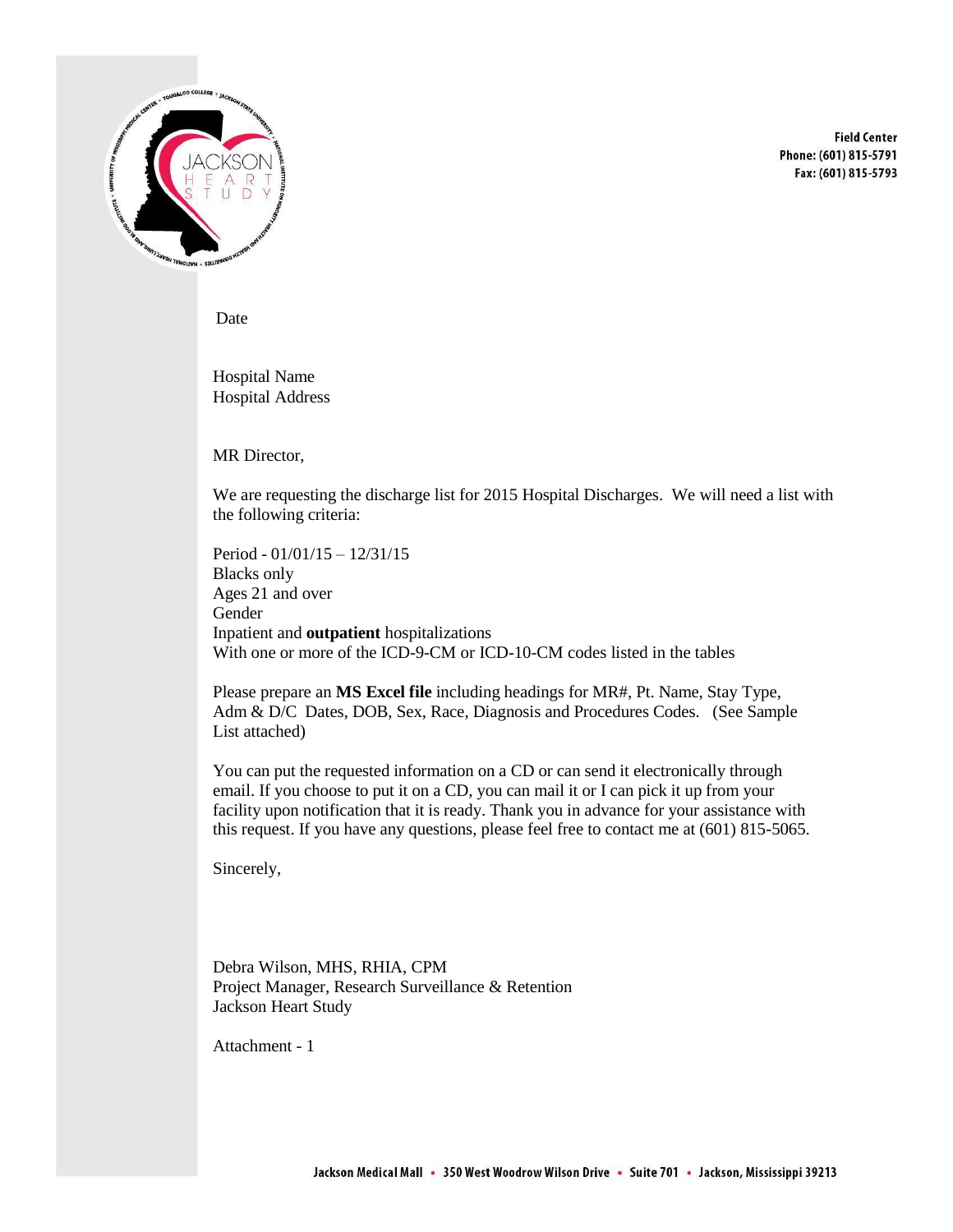Field Center
Phone: (601) 815-5791
Fax: (601) 815-5793

Date

Hospital Name
Hospital Address

MR Director,

We are requesting the discharge list for 2015 Hospital Discharges. We will need a list with the following criteria:

Period - 01/01/15 – 12/31/15
Blacks only
Ages 21 and over
Gender
Inpatient and **outpatient** hospitalizations
With one or more of the ICD-9-CM or ICD-10-CM codes listed in the tables

Please prepare an **MS Excel file** including headings for MR#, Pt. Name, Stay Type, Adm & D/C Dates, DOB, Sex, Race, Diagnosis and Procedures Codes. (See Sample List attached)

You can put the requested information on a CD or can send it electronically through email. If you choose to put it on a CD, you can mail it or I can pick it up from your facility upon notification that it is ready. Thank you in advance for your assistance with this request. If you have any questions, please feel free to contact me at (601) 815-5065.

Sincerely,

Debra Wilson, MHS, RHIA, CPM
Project Manager, Research Surveillance & Retention
Jackson Heart Study

Attachment - 1

Jackson Medical Mall • 350 West Woodrow Wilson Drive • Suite 701 • Jackson, Mississippi 39213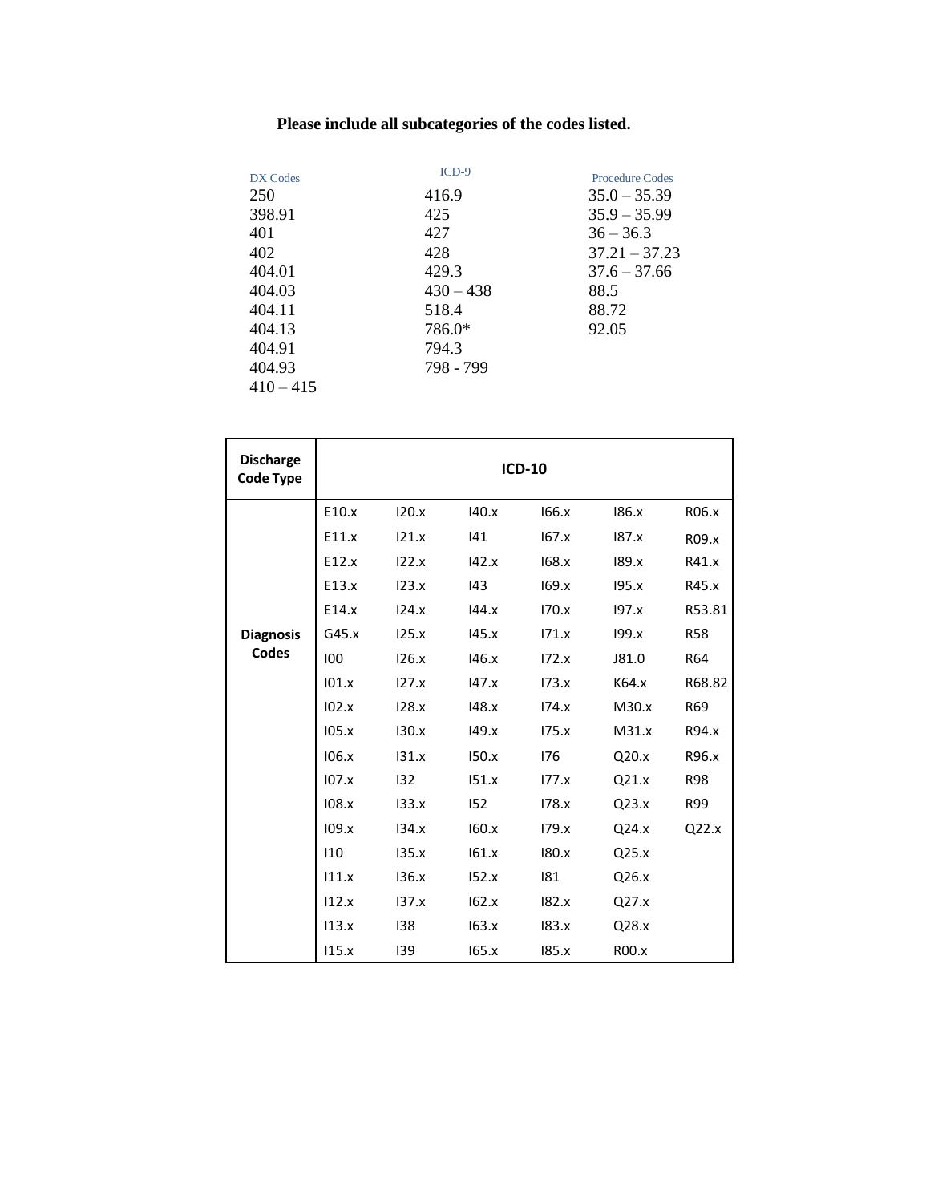**Please include all subcategories of the codes listed.**

| DX Codes | ICD-9 | Procedure Codes |
|---|---|---|
| 250 | 416.9 | 35.0 – 35.39 |
| 398.91 | 425 | 35.9 – 35.99 |
| 401 | 427 | 36 – 36.3 |
| 402 | 428 | 37.21 – 37.23 |
| 404.01 | 429.3 | 37.6 – 37.66 |
| 404.03 | 430 – 438 | 88.5 |
| 404.11 | 518.4 | 88.72 |
| 404.13 | 786.0* | 92.05 |
| 404.91 | 794.3 | |
| 404.93 | 798 - 799 | |
| 410 – 415 | | |

| Discharge Code Type | ICD-10 | | | | | |
|---|---|---|---|---|---|---|
| Diagnosis Codes | E10.x | I20.x | I40.x | I66.x | I86.x | R06.x |
| | E11.x | I21.x | I41 | I67.x | I87.x | R09.x |
| | E12.x | I22.x | I42.x | I68.x | I89.x | R41.x |
| | E13.x | I23.x | I43 | I69.x | I95.x | R45.x |
| | E14.x | I24.x | I44.x | I70.x | I97.x | R53.81 |
| | G45.x | I25.x | I45.x | I71.x | I99.x | R58 |
| | I00 | I26.x | I46.x | I72.x | J81.0 | R64 |
| | I01.x | I27.x | I47.x | I73.x | K64.x | R68.82 |
| | I02.x | I28.x | I48.x | I74.x | M30.x | R69 |
| | I05.x | I30.x | I49.x | I75.x | M31.x | R94.x |
| | I06.x | I31.x | I50.x | I76 | Q20.x | R96.x |
| | I07.x | I32 | I51.x | I77.x | Q21.x | R98 |
| | I08.x | I33.x | I52 | I78.x | Q23.x | R99 |
| | I09.x | I34.x | I60.x | I79.x | Q24.x | Q22.x |
| | I10 | I35.x | I61.x | I80.x | Q25.x | |
| | I11.x | I36.x | I52.x | I81 | Q26.x | |
| | I12.x | I37.x | I62.x | I82.x | Q27.x | |
| | I13.x | I38 | I63.x | I83.x | Q28.x | |
| | I15.x | I39 | I65.x | I85.x | R00.x | |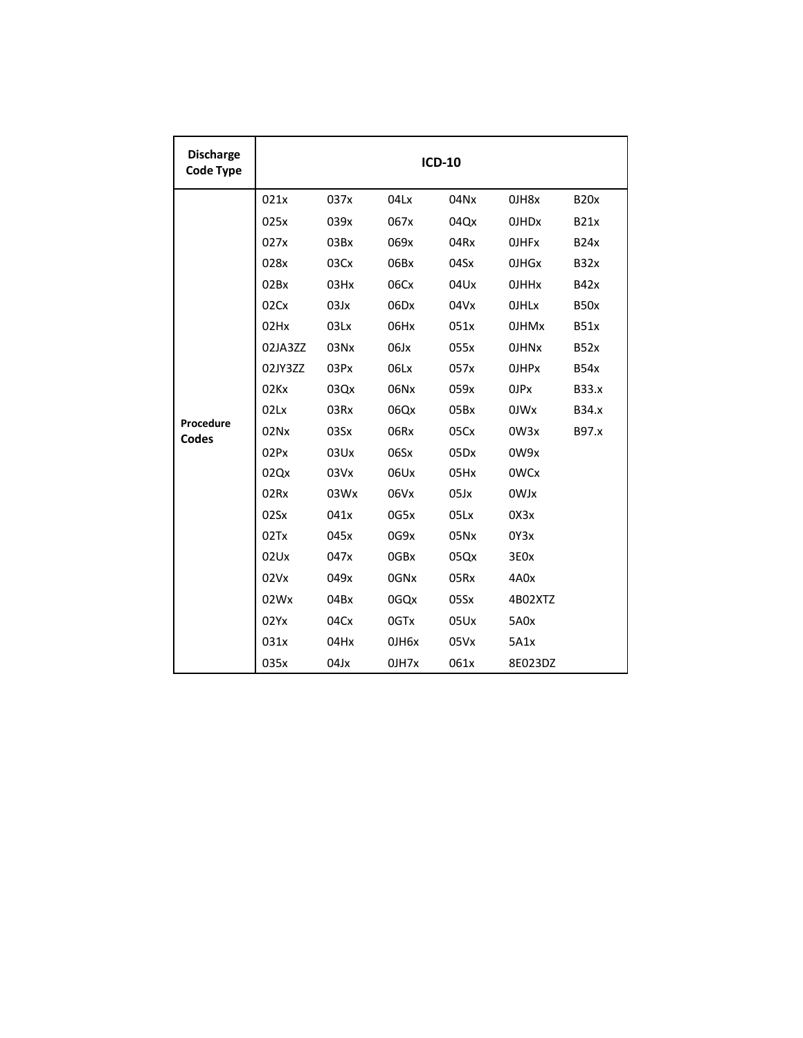| Discharge Code Type | ICD-10 | | | | | |
|---|---|---|---|---|---|---|
| Procedure Codes | 021x | 037x | 04Lx | 04Nx | 0JH8x | B20x |
| | 025x | 039x | 067x | 04Qx | 0JHDx | B21x |
| | 027x | 03Bx | 069x | 04Rx | 0JHFx | B24x |
| | 028x | 03Cx | 06Bx | 04Sx | 0JHGx | B32x |
| | 02Bx | 03Hx | 06Cx | 04Ux | 0JHHx | B42x |
| | 02Cx | 03Jx | 06Dx | 04Vx | 0JHLx | B50x |
| | 02Hx | 03Lx | 06Hx | 051x | 0JHMx | B51x |
| | 02JA3ZZ | 03Nx | 06Jx | 055x | 0JHNx | B52x |
| | 02JY3ZZ | 03Px | 06Lx | 057x | 0JHPx | B54x |
| | 02Kx | 03Qx | 06Nx | 059x | 0JPx | B33.x |
| | 02Lx | 03Rx | 06Qx | 05Bx | 0JWx | B34.x |
| | 02Nx | 03Sx | 06Rx | 05Cx | 0W3x | B97.x |
| | 02Px | 03Ux | 06Sx | 05Dx | 0W9x | |
| | 02Qx | 03Vx | 06Ux | 05Hx | 0WCx | |
| | 02Rx | 03Wx | 06Vx | 05Jx | 0WJx | |
| | 02Sx | 041x | 0G5x | 05Lx | 0X3x | |
| | 02Tx | 045x | 0G9x | 05Nx | 0Y3x | |
| | 02Ux | 047x | 0GBx | 05Qx | 3E0x | |
| | 02Vx | 049x | 0GNx | 05Rx | 4A0x | |
| | 02Wx | 04Bx | 0GQx | 05Sx | 4B02XTZ | |
| | 02Yx | 04Cx | 0GTx | 05Ux | 5A0x | |
| | 031x | 04Hx | 0JH6x | 05Vx | 5A1x | |
| | 035x | 04Jx | 0JH7x | 061x | 8E023DZ | |